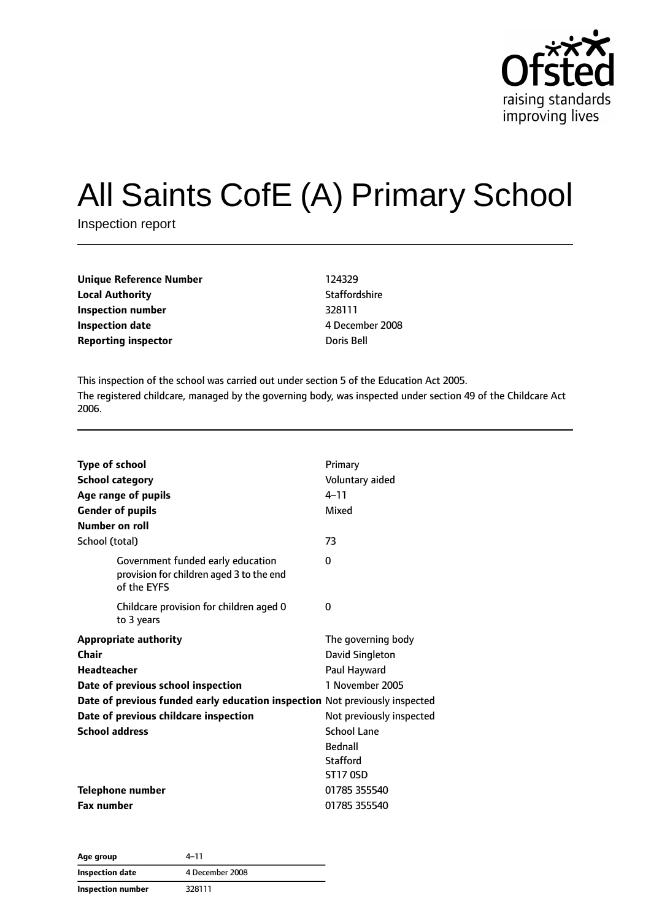# All Saints CofE (A) Primary School

Inspection report

| | |
|---|---|
| **Unique Reference Number** | 124329 |
| **Local Authority** | Staffordshire |
| **Inspection number** | 328111 |
| **Inspection date** | 4 December 2008 |
| **Reporting inspector** | Doris Bell |

This inspection of the school was carried out under section 5 of the Education Act 2005.

The registered childcare, managed by the governing body, was inspected under section 49 of the Childcare Act 2006.

| | |
|---|---|
| **Type of school** | Primary |
| **School category** | Voluntary aided |
| **Age range of pupils** | 4–11 |
| **Gender of pupils** | Mixed |
| **Number on roll** | |
| School (total) | 73 |
| Government funded early education provision for children aged 3 to the end of the EYFS | 0 |
| Childcare provision for children aged 0 to 3 years | 0 |
| **Appropriate authority** | The governing body |
| **Chair** | David Singleton |
| **Headteacher** | Paul Hayward |
| **Date of previous school inspection** | 1 November 2005 |
| **Date of previous funded early education inspection** | Not previously inspected |
| **Date of previous childcare inspection** | Not previously inspected |
| **School address** | School Lane<br>Bednall<br>Stafford<br>ST17 0SD |
| **Telephone number** | 01785 355540 |
| **Fax number** | 01785 355540 |

| | |
|---|---|
| **Age group** | 4–11 |
| **Inspection date** | 4 December 2008 |
| **Inspection number** | 328111 |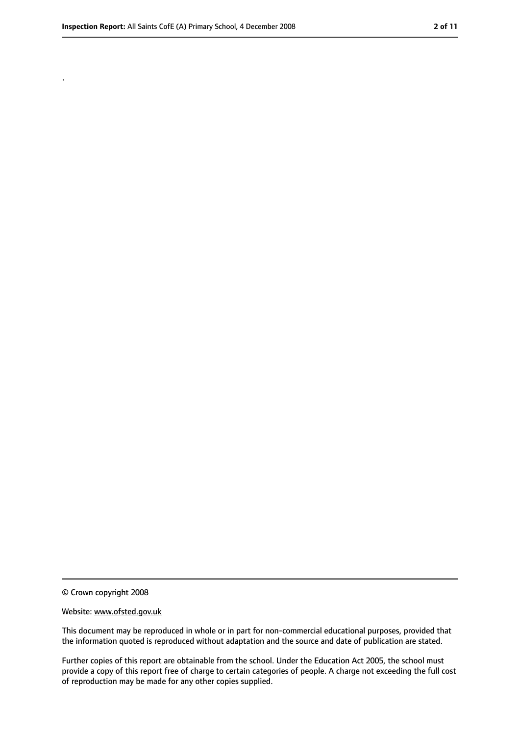.

© Crown copyright 2008

Website: www.ofsted.gov.uk

This document may be reproduced in whole or in part for non-commercial educational purposes, provided that the information quoted is reproduced without adaptation and the source and date of publication are stated.

Further copies of this report are obtainable from the school. Under the Education Act 2005, the school must provide a copy of this report free of charge to certain categories of people. A charge not exceeding the full cost of reproduction may be made for any other copies supplied.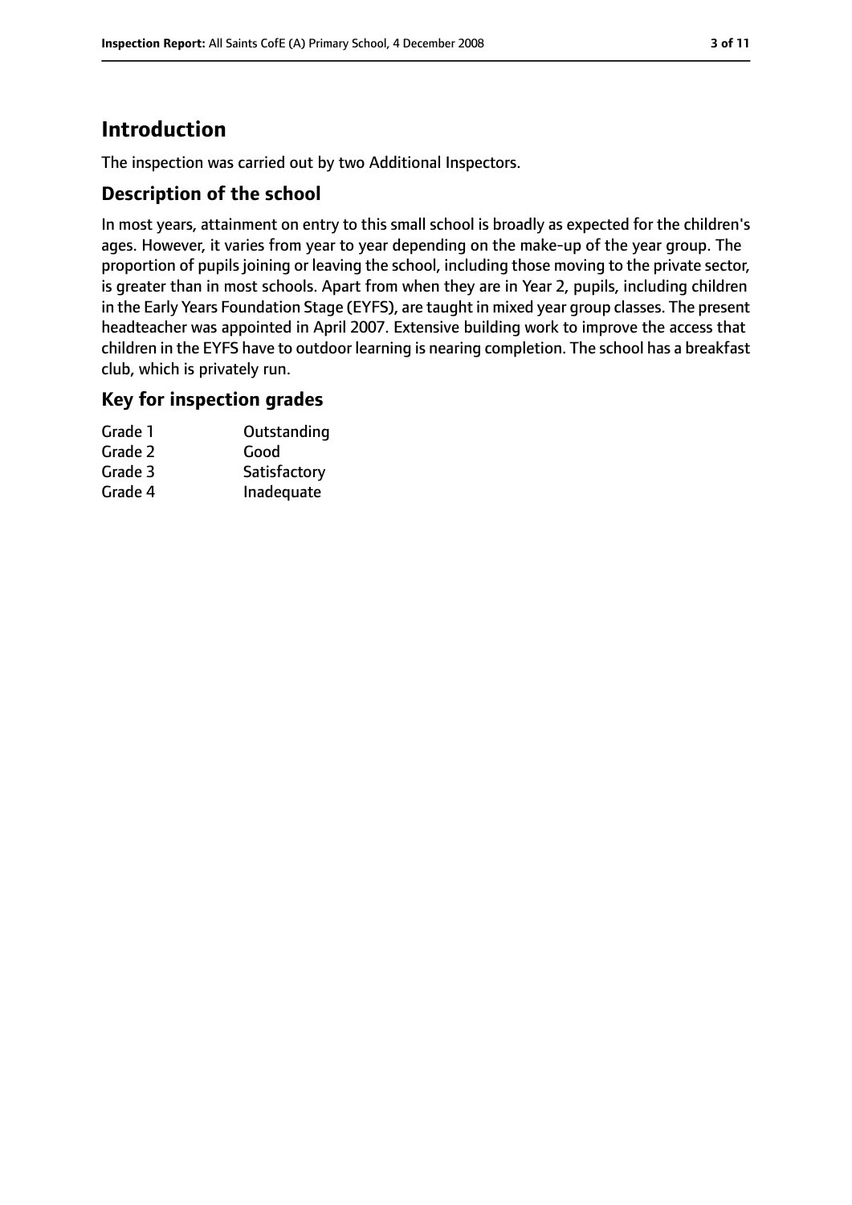# Introduction

The inspection was carried out by two Additional Inspectors.

## Description of the school

In most years, attainment on entry to this small school is broadly as expected for the children's ages. However, it varies from year to year depending on the make-up of the year group. The proportion of pupils joining or leaving the school, including those moving to the private sector, is greater than in most schools. Apart from when they are in Year 2, pupils, including children in the Early Years Foundation Stage (EYFS), are taught in mixed year group classes. The present headteacher was appointed in April 2007. Extensive building work to improve the access that children in the EYFS have to outdoor learning is nearing completion. The school has a breakfast club, which is privately run.

## Key for inspection grades

| | |
|---|---|
| Grade 1 | Outstanding |
| Grade 2 | Good |
| Grade 3 | Satisfactory |
| Grade 4 | Inadequate |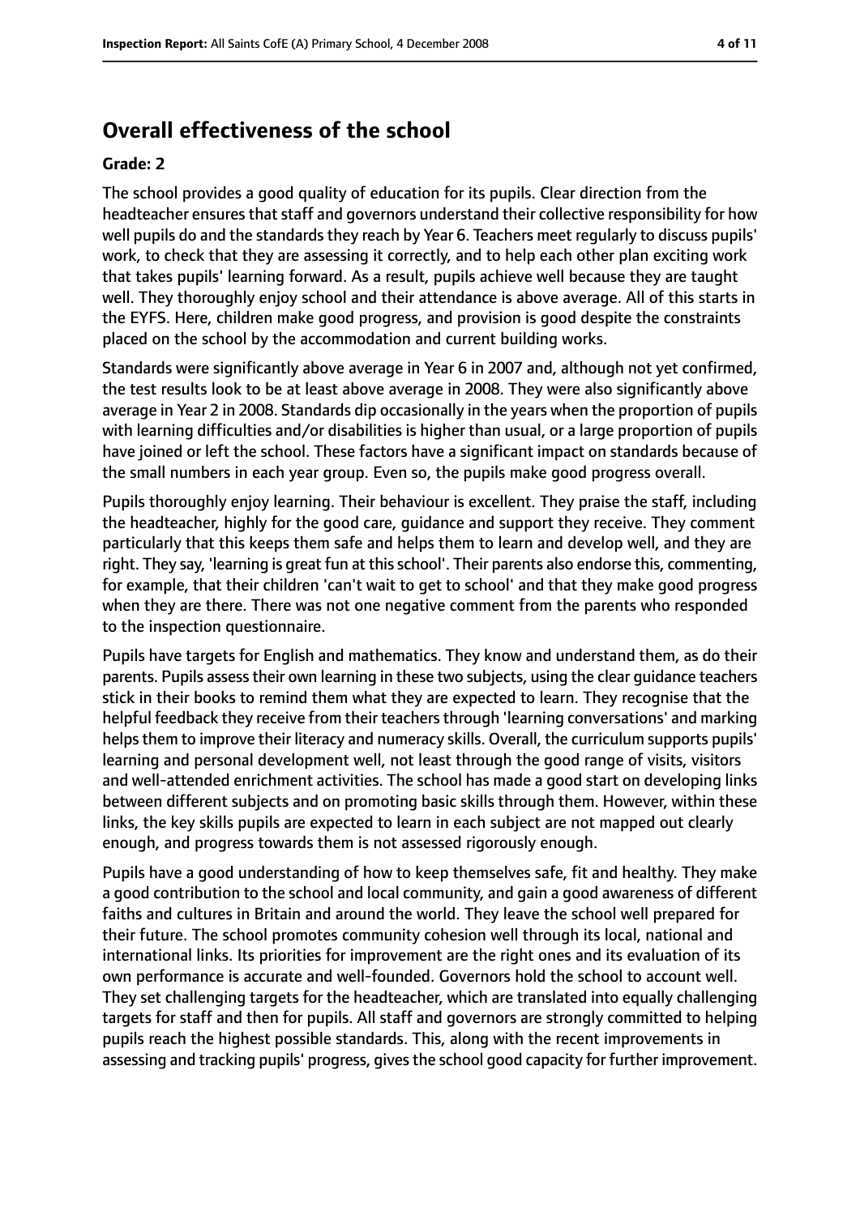## Overall effectiveness of the school

**Grade: 2**

The school provides a good quality of education for its pupils. Clear direction from the headteacher ensures that staff and governors understand their collective responsibility for how well pupils do and the standards they reach by Year 6. Teachers meet regularly to discuss pupils' work, to check that they are assessing it correctly, and to help each other plan exciting work that takes pupils' learning forward. As a result, pupils achieve well because they are taught well. They thoroughly enjoy school and their attendance is above average. All of this starts in the EYFS. Here, children make good progress, and provision is good despite the constraints placed on the school by the accommodation and current building works.

Standards were significantly above average in Year 6 in 2007 and, although not yet confirmed, the test results look to be at least above average in 2008. They were also significantly above average in Year 2 in 2008. Standards dip occasionally in the years when the proportion of pupils with learning difficulties and/or disabilities is higher than usual, or a large proportion of pupils have joined or left the school. These factors have a significant impact on standards because of the small numbers in each year group. Even so, the pupils make good progress overall.

Pupils thoroughly enjoy learning. Their behaviour is excellent. They praise the staff, including the headteacher, highly for the good care, guidance and support they receive. They comment particularly that this keeps them safe and helps them to learn and develop well, and they are right. They say, 'learning is great fun at this school'. Their parents also endorse this, commenting, for example, that their children 'can't wait to get to school' and that they make good progress when they are there. There was not one negative comment from the parents who responded to the inspection questionnaire.

Pupils have targets for English and mathematics. They know and understand them, as do their parents. Pupils assess their own learning in these two subjects, using the clear guidance teachers stick in their books to remind them what they are expected to learn. They recognise that the helpful feedback they receive from their teachers through 'learning conversations' and marking helps them to improve their literacy and numeracy skills. Overall, the curriculum supports pupils' learning and personal development well, not least through the good range of visits, visitors and well-attended enrichment activities. The school has made a good start on developing links between different subjects and on promoting basic skills through them. However, within these links, the key skills pupils are expected to learn in each subject are not mapped out clearly enough, and progress towards them is not assessed rigorously enough.

Pupils have a good understanding of how to keep themselves safe, fit and healthy. They make a good contribution to the school and local community, and gain a good awareness of different faiths and cultures in Britain and around the world. They leave the school well prepared for their future. The school promotes community cohesion well through its local, national and international links. Its priorities for improvement are the right ones and its evaluation of its own performance is accurate and well-founded. Governors hold the school to account well. They set challenging targets for the headteacher, which are translated into equally challenging targets for staff and then for pupils. All staff and governors are strongly committed to helping pupils reach the highest possible standards. This, along with the recent improvements in assessing and tracking pupils' progress, gives the school good capacity for further improvement.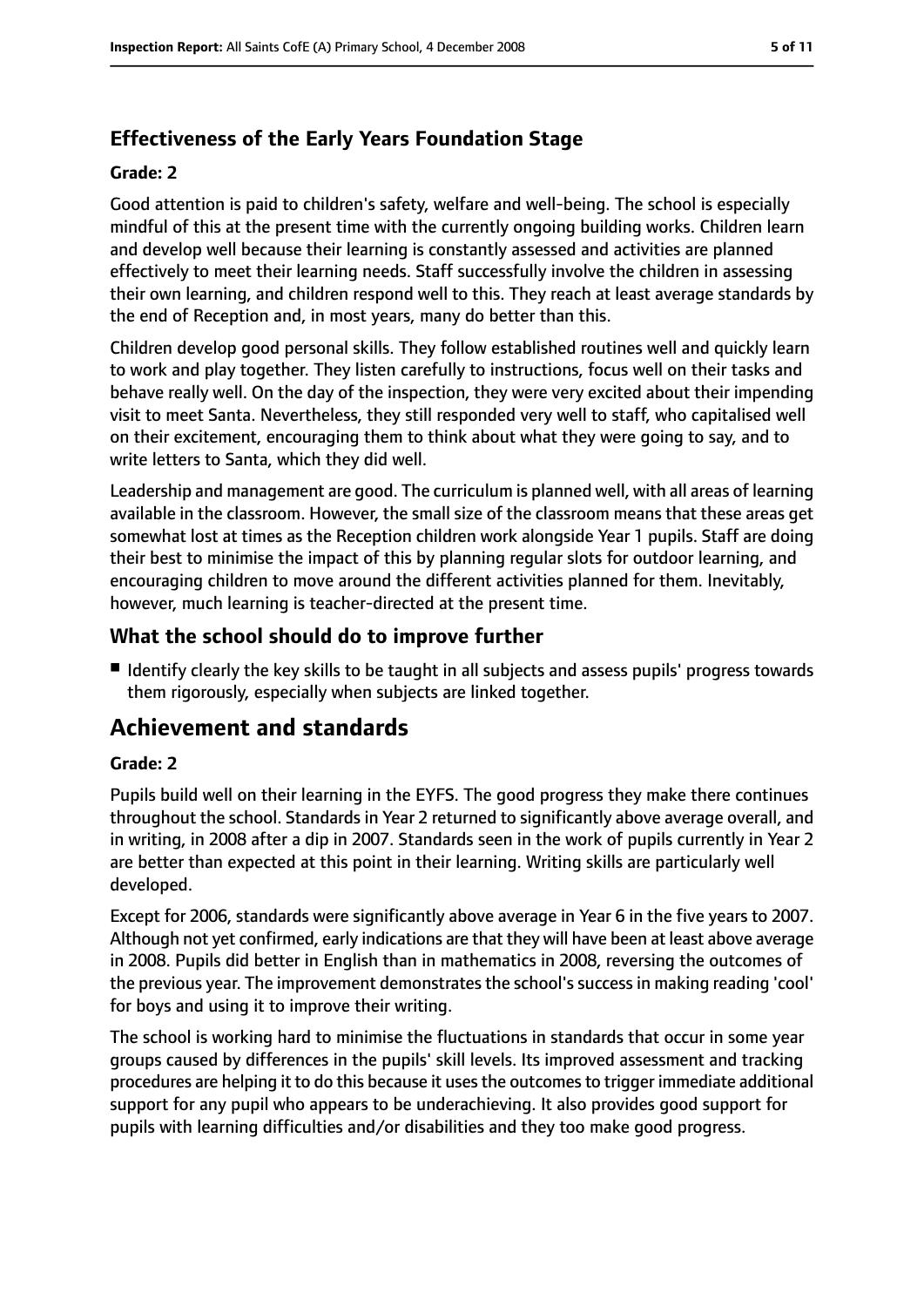### Effectiveness of the Early Years Foundation Stage

#### Grade: 2

Good attention is paid to children's safety, welfare and well-being. The school is especially mindful of this at the present time with the currently ongoing building works. Children learn and develop well because their learning is constantly assessed and activities are planned effectively to meet their learning needs. Staff successfully involve the children in assessing their own learning, and children respond well to this. They reach at least average standards by the end of Reception and, in most years, many do better than this.

Children develop good personal skills. They follow established routines well and quickly learn to work and play together. They listen carefully to instructions, focus well on their tasks and behave really well. On the day of the inspection, they were very excited about their impending visit to meet Santa. Nevertheless, they still responded very well to staff, who capitalised well on their excitement, encouraging them to think about what they were going to say, and to write letters to Santa, which they did well.

Leadership and management are good. The curriculum is planned well, with all areas of learning available in the classroom. However, the small size of the classroom means that these areas get somewhat lost at times as the Reception children work alongside Year 1 pupils. Staff are doing their best to minimise the impact of this by planning regular slots for outdoor learning, and encouraging children to move around the different activities planned for them. Inevitably, however, much learning is teacher-directed at the present time.

### What the school should do to improve further

- Identify clearly the key skills to be taught in all subjects and assess pupils' progress towards them rigorously, especially when subjects are linked together.

## Achievement and standards

#### Grade: 2

Pupils build well on their learning in the EYFS. The good progress they make there continues throughout the school. Standards in Year 2 returned to significantly above average overall, and in writing, in 2008 after a dip in 2007. Standards seen in the work of pupils currently in Year 2 are better than expected at this point in their learning. Writing skills are particularly well developed.

Except for 2006, standards were significantly above average in Year 6 in the five years to 2007. Although not yet confirmed, early indications are that they will have been at least above average in 2008. Pupils did better in English than in mathematics in 2008, reversing the outcomes of the previous year. The improvement demonstrates the school's success in making reading 'cool' for boys and using it to improve their writing.

The school is working hard to minimise the fluctuations in standards that occur in some year groups caused by differences in the pupils' skill levels. Its improved assessment and tracking procedures are helping it to do this because it uses the outcomes to trigger immediate additional support for any pupil who appears to be underachieving. It also provides good support for pupils with learning difficulties and/or disabilities and they too make good progress.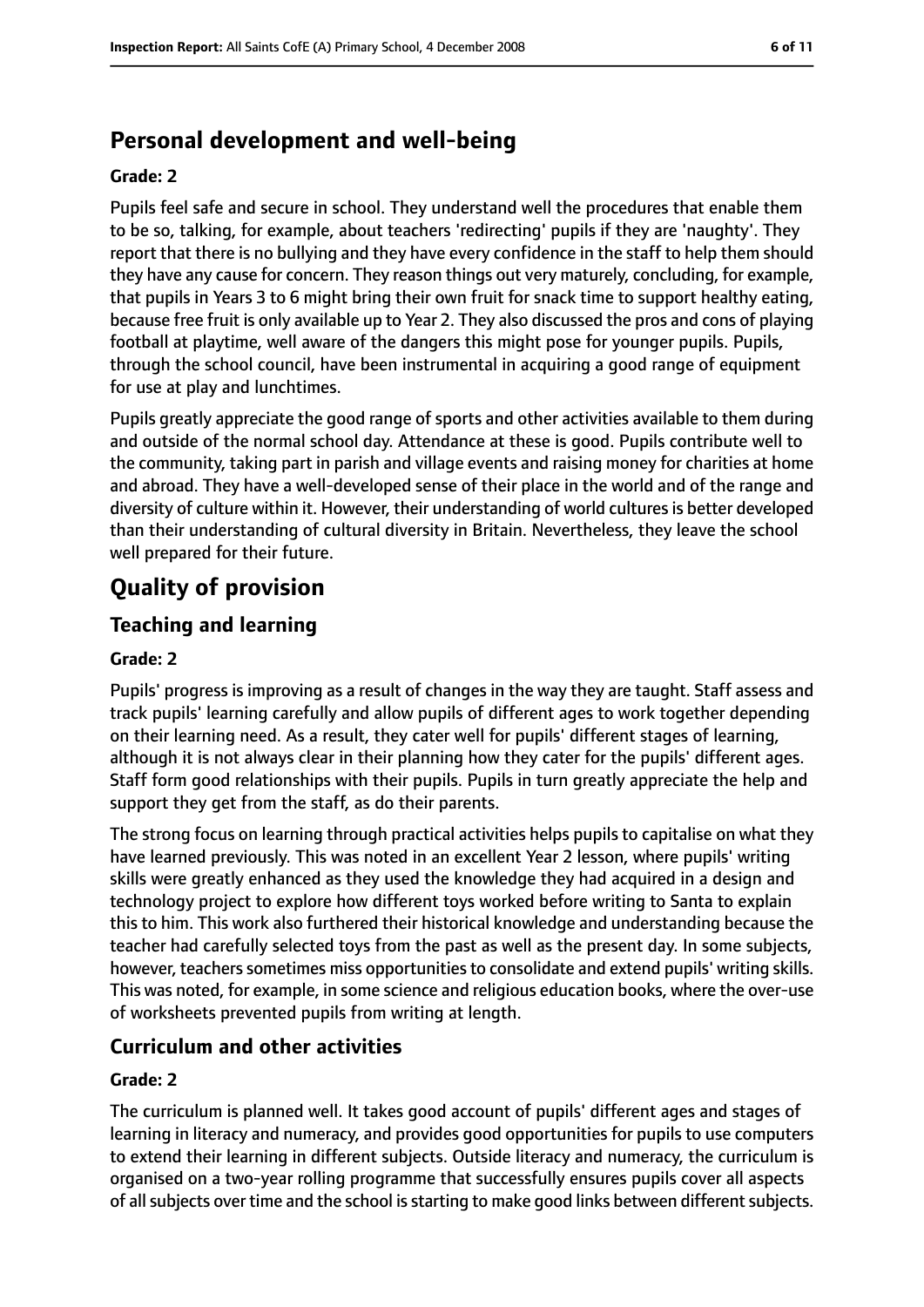## Personal development and well-being

**Grade: 2**

Pupils feel safe and secure in school. They understand well the procedures that enable them to be so, talking, for example, about teachers 'redirecting' pupils if they are 'naughty'. They report that there is no bullying and they have every confidence in the staff to help them should they have any cause for concern. They reason things out very maturely, concluding, for example, that pupils in Years 3 to 6 might bring their own fruit for snack time to support healthy eating, because free fruit is only available up to Year 2. They also discussed the pros and cons of playing football at playtime, well aware of the dangers this might pose for younger pupils. Pupils, through the school council, have been instrumental in acquiring a good range of equipment for use at play and lunchtimes.

Pupils greatly appreciate the good range of sports and other activities available to them during and outside of the normal school day. Attendance at these is good. Pupils contribute well to the community, taking part in parish and village events and raising money for charities at home and abroad. They have a well-developed sense of their place in the world and of the range and diversity of culture within it. However, their understanding of world cultures is better developed than their understanding of cultural diversity in Britain. Nevertheless, they leave the school well prepared for their future.

# Quality of provision

## Teaching and learning

**Grade: 2**

Pupils' progress is improving as a result of changes in the way they are taught. Staff assess and track pupils' learning carefully and allow pupils of different ages to work together depending on their learning need. As a result, they cater well for pupils' different stages of learning, although it is not always clear in their planning how they cater for the pupils' different ages. Staff form good relationships with their pupils. Pupils in turn greatly appreciate the help and support they get from the staff, as do their parents.

The strong focus on learning through practical activities helps pupils to capitalise on what they have learned previously. This was noted in an excellent Year 2 lesson, where pupils' writing skills were greatly enhanced as they used the knowledge they had acquired in a design and technology project to explore how different toys worked before writing to Santa to explain this to him. This work also furthered their historical knowledge and understanding because the teacher had carefully selected toys from the past as well as the present day. In some subjects, however, teachers sometimes miss opportunities to consolidate and extend pupils' writing skills. This was noted, for example, in some science and religious education books, where the over-use of worksheets prevented pupils from writing at length.

## Curriculum and other activities

**Grade: 2**

The curriculum is planned well. It takes good account of pupils' different ages and stages of learning in literacy and numeracy, and provides good opportunities for pupils to use computers to extend their learning in different subjects. Outside literacy and numeracy, the curriculum is organised on a two-year rolling programme that successfully ensures pupils cover all aspects of all subjects over time and the school is starting to make good links between different subjects.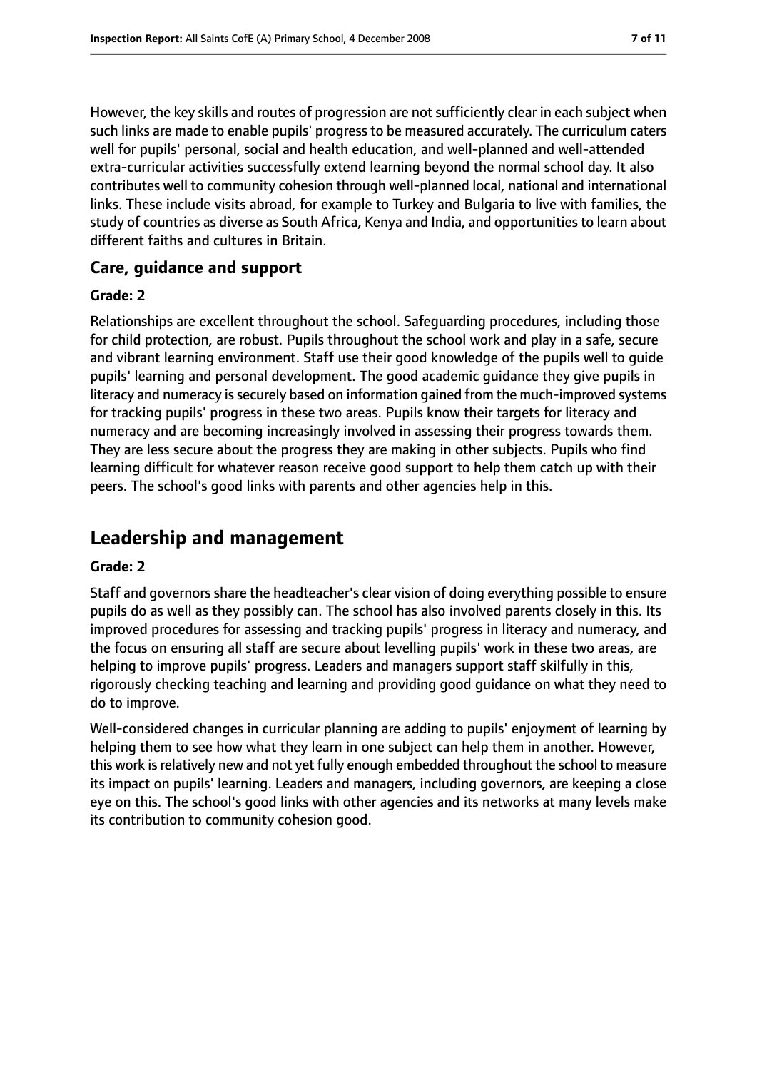However, the key skills and routes of progression are not sufficiently clear in each subject when such links are made to enable pupils' progress to be measured accurately. The curriculum caters well for pupils' personal, social and health education, and well-planned and well-attended extra-curricular activities successfully extend learning beyond the normal school day. It also contributes well to community cohesion through well-planned local, national and international links. These include visits abroad, for example to Turkey and Bulgaria to live with families, the study of countries as diverse as South Africa, Kenya and India, and opportunities to learn about different faiths and cultures in Britain.

### Care, guidance and support

**Grade: 2**

Relationships are excellent throughout the school. Safeguarding procedures, including those for child protection, are robust. Pupils throughout the school work and play in a safe, secure and vibrant learning environment. Staff use their good knowledge of the pupils well to guide pupils' learning and personal development. The good academic guidance they give pupils in literacy and numeracy is securely based on information gained from the much-improved systems for tracking pupils' progress in these two areas. Pupils know their targets for literacy and numeracy and are becoming increasingly involved in assessing their progress towards them. They are less secure about the progress they are making in other subjects. Pupils who find learning difficult for whatever reason receive good support to help them catch up with their peers. The school's good links with parents and other agencies help in this.

## Leadership and management

**Grade: 2**

Staff and governors share the headteacher's clear vision of doing everything possible to ensure pupils do as well as they possibly can. The school has also involved parents closely in this. Its improved procedures for assessing and tracking pupils' progress in literacy and numeracy, and the focus on ensuring all staff are secure about levelling pupils' work in these two areas, are helping to improve pupils' progress. Leaders and managers support staff skilfully in this, rigorously checking teaching and learning and providing good guidance on what they need to do to improve.

Well-considered changes in curricular planning are adding to pupils' enjoyment of learning by helping them to see how what they learn in one subject can help them in another. However, this work is relatively new and not yet fully enough embedded throughout the school to measure its impact on pupils' learning. Leaders and managers, including governors, are keeping a close eye on this. The school's good links with other agencies and its networks at many levels make its contribution to community cohesion good.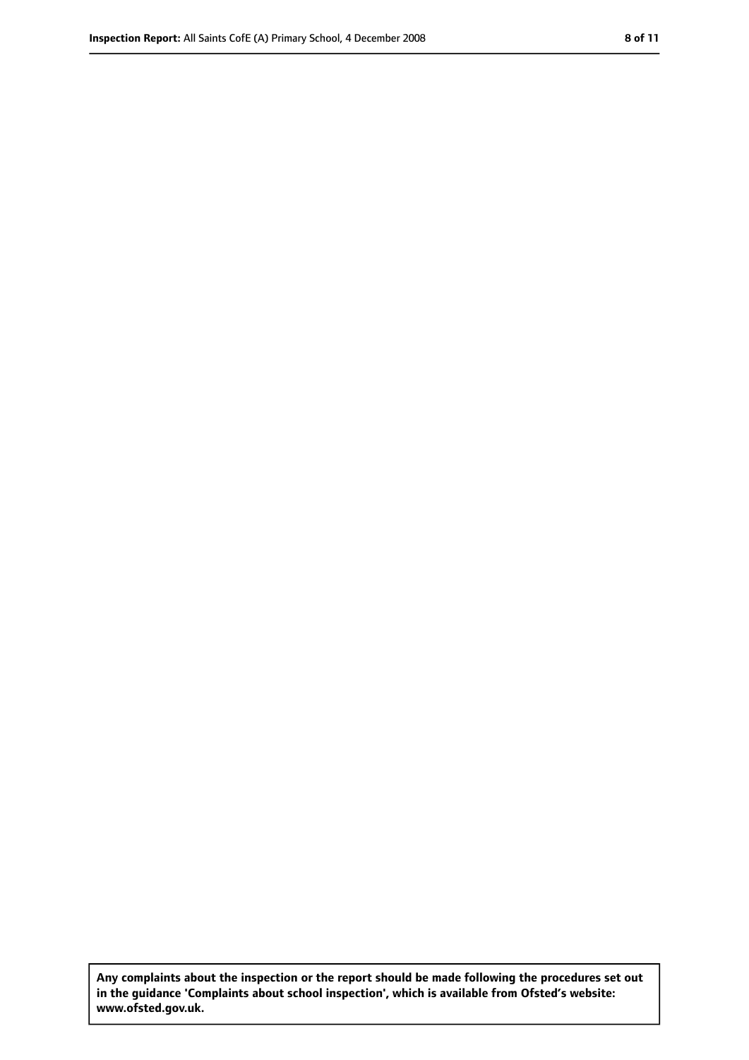**Any complaints about the inspection or the report should be made following the procedures set out in the guidance 'Complaints about school inspection', which is available from Ofsted's website: www.ofsted.gov.uk.**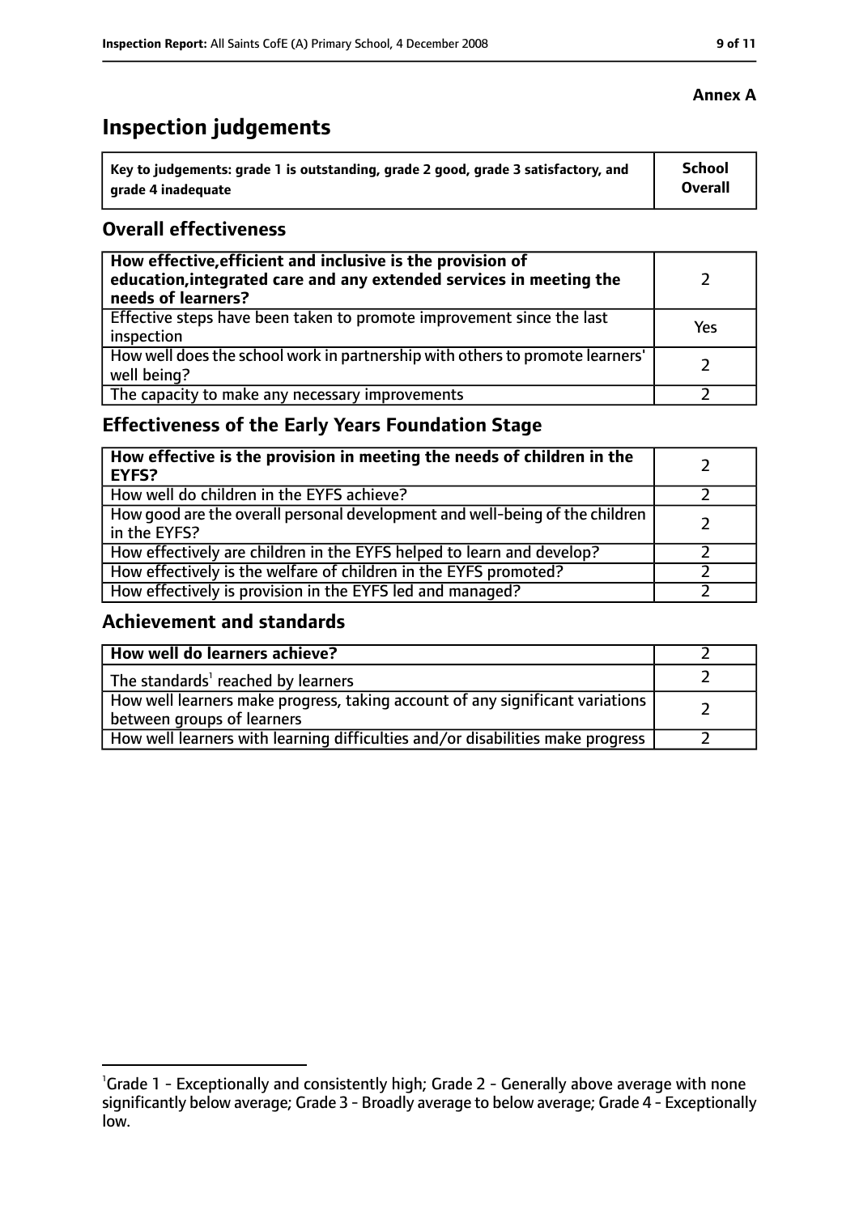**Annex A**

# Inspection judgements

| Key to judgements: grade 1 is outstanding, grade 2 good, grade 3 satisfactory, and grade 4 inadequate | School Overall |
|---|---|

## Overall effectiveness

| | |
|---|---|
| **How effective, efficient and inclusive is the provision of education, integrated care and any extended services in meeting the needs of learners?** | 2 |
| Effective steps have been taken to promote improvement since the last inspection | Yes |
| How well does the school work in partnership with others to promote learners' well being? | 2 |
| The capacity to make any necessary improvements | 2 |

## Effectiveness of the Early Years Foundation Stage

| | |
|---|---|
| **How effective is the provision in meeting the needs of children in the EYFS?** | 2 |
| How well do children in the EYFS achieve? | 2 |
| How good are the overall personal development and well-being of the children in the EYFS? | 2 |
| How effectively are children in the EYFS helped to learn and develop? | 2 |
| How effectively is the welfare of children in the EYFS promoted? | 2 |
| How effectively is provision in the EYFS led and managed? | 2 |

## Achievement and standards

| | |
|---|---|
| **How well do learners achieve?** | 2 |
| The standards[1] reached by learners | 2 |
| How well learners make progress, taking account of any significant variations between groups of learners | 2 |
| How well learners with learning difficulties and/or disabilities make progress | 2 |

[1]Grade 1 - Exceptionally and consistently high; Grade 2 - Generally above average with none significantly below average; Grade 3 - Broadly average to below average; Grade 4 - Exceptionally low.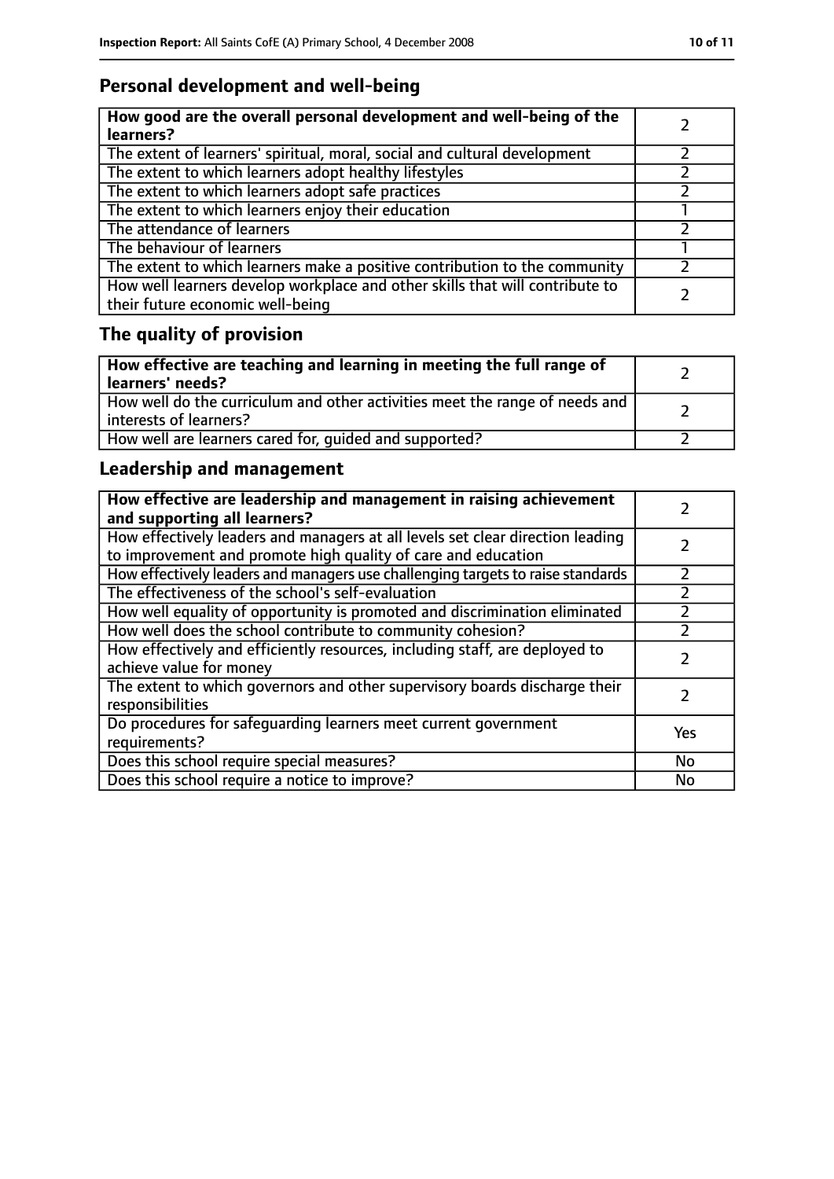## Personal development and well-being

| How good are the overall personal development and well-being of the learners? | 2 |
| --- | --- |
| The extent of learners' spiritual, moral, social and cultural development | 2 |
| The extent to which learners adopt healthy lifestyles | 2 |
| The extent to which learners adopt safe practices | 2 |
| The extent to which learners enjoy their education | 1 |
| The attendance of learners | 2 |
| The behaviour of learners | 1 |
| The extent to which learners make a positive contribution to the community | 2 |
| How well learners develop workplace and other skills that will contribute to their future economic well-being | 2 |

## The quality of provision

| How effective are teaching and learning in meeting the full range of learners' needs? | 2 |
| --- | --- |
| How well do the curriculum and other activities meet the range of needs and interests of learners? | 2 |
| How well are learners cared for, guided and supported? | 2 |

## Leadership and management

| How effective are leadership and management in raising achievement and supporting all learners? | 2 |
| --- | --- |
| How effectively leaders and managers at all levels set clear direction leading to improvement and promote high quality of care and education | 2 |
| How effectively leaders and managers use challenging targets to raise standards | 2 |
| The effectiveness of the school's self-evaluation | 2 |
| How well equality of opportunity is promoted and discrimination eliminated | 2 |
| How well does the school contribute to community cohesion? | 2 |
| How effectively and efficiently resources, including staff, are deployed to achieve value for money | 2 |
| The extent to which governors and other supervisory boards discharge their responsibilities | 2 |
| Do procedures for safeguarding learners meet current government requirements? | Yes |
| Does this school require special measures? | No |
| Does this school require a notice to improve? | No |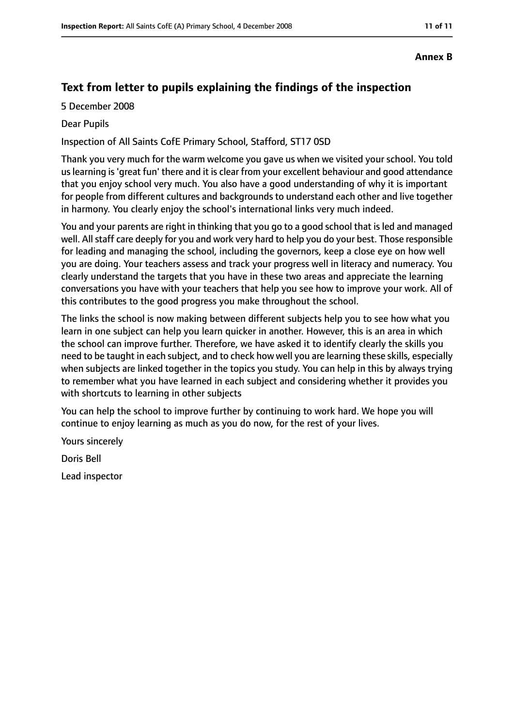**Annex B**

## Text from letter to pupils explaining the findings of the inspection

5 December 2008

Dear Pupils

Inspection of All Saints CofE Primary School, Stafford, ST17 0SD

Thank you very much for the warm welcome you gave us when we visited your school. You told us learning is 'great fun' there and it is clear from your excellent behaviour and good attendance that you enjoy school very much. You also have a good understanding of why it is important for people from different cultures and backgrounds to understand each other and live together in harmony. You clearly enjoy the school's international links very much indeed.

You and your parents are right in thinking that you go to a good school that is led and managed well. All staff care deeply for you and work very hard to help you do your best. Those responsible for leading and managing the school, including the governors, keep a close eye on how well you are doing. Your teachers assess and track your progress well in literacy and numeracy. You clearly understand the targets that you have in these two areas and appreciate the learning conversations you have with your teachers that help you see how to improve your work. All of this contributes to the good progress you make throughout the school.

The links the school is now making between different subjects help you to see how what you learn in one subject can help you learn quicker in another. However, this is an area in which the school can improve further. Therefore, we have asked it to identify clearly the skills you need to be taught in each subject, and to check how well you are learning these skills, especially when subjects are linked together in the topics you study. You can help in this by always trying to remember what you have learned in each subject and considering whether it provides you with shortcuts to learning in other subjects

You can help the school to improve further by continuing to work hard. We hope you will continue to enjoy learning as much as you do now, for the rest of your lives.

Yours sincerely

Doris Bell

Lead inspector